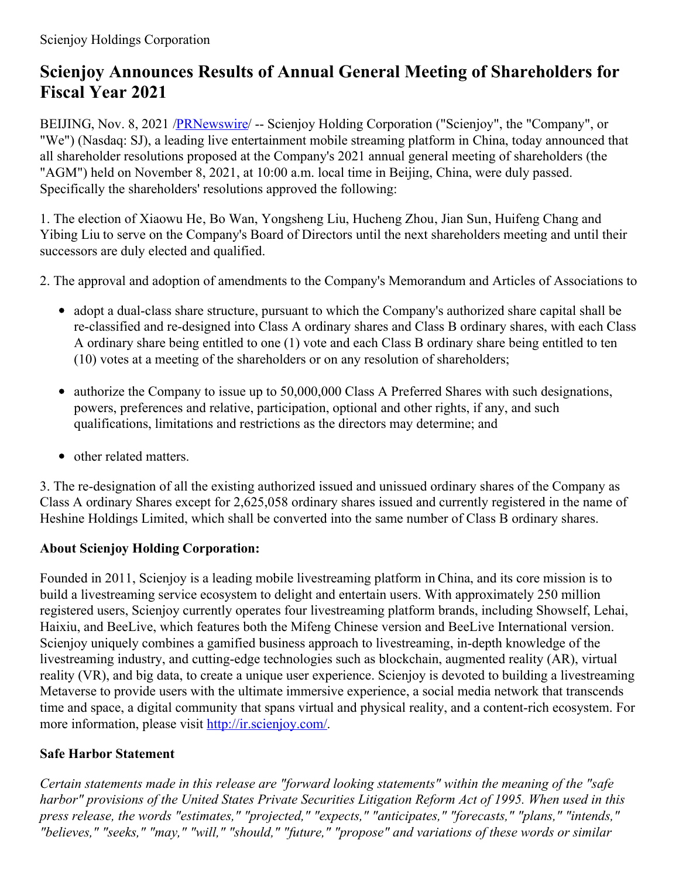Scienjoy Holdings Corporation

# Scienjoy Announces Results of Annual General Meeting of Shareholders for Fiscal Year 2021

BEIJING, Nov. 8, 2021 /PRNewswire/ -- Scienjoy Holding Corporation ("Scienjoy", the "Company", or "We") (Nasdaq: SJ), a leading live entertainment mobile streaming platform in China, today announced that all shareholder resolutions proposed at the Company's 2021 annual general meeting of shareholders (the "AGM") held on November 8, 2021, at 10:00 a.m. local time in Beijing, China, were duly passed. Specifically the shareholders' resolutions approved the following:

1. The election of Xiaowu He, Bo Wan, Yongsheng Liu, Hucheng Zhou, Jian Sun, Huifeng Chang and Yibing Liu to serve on the Company's Board of Directors until the next shareholders meeting and until their successors are duly elected and qualified.

2. The approval and adoption of amendments to the Company's Memorandum and Articles of Associations to

- adopt a dual-class share structure, pursuant to which the Company's authorized share capital shall be re-classified and re-designed into Class A ordinary shares and Class B ordinary shares, with each Class A ordinary share being entitled to one (1) vote and each Class B ordinary share being entitled to ten (10) votes at a meeting of the shareholders or on any resolution of shareholders;
- authorize the Company to issue up to 50,000,000 Class A Preferred Shares with such designations, powers, preferences and relative, participation, optional and other rights, if any, and such qualifications, limitations and restrictions as the directors may determine; and
- other related matters.

3. The re-designation of all the existing authorized issued and unissued ordinary shares of the Company as Class A ordinary Shares except for 2,625,058 ordinary shares issued and currently registered in the name of Heshine Holdings Limited, which shall be converted into the same number of Class B ordinary shares.

### About Scienjoy Holding Corporation:

Founded in 2011, Scienjoy is a leading mobile livestreaming platform in China, and its core mission is to build a livestreaming service ecosystem to delight and entertain users. With approximately 250 million registered users, Scienjoy currently operates four livestreaming platform brands, including Showself, Lehai, Haixiu, and BeeLive, which features both the Mifeng Chinese version and BeeLive International version. Scienjoy uniquely combines a gamified business approach to livestreaming, in-depth knowledge of the livestreaming industry, and cutting-edge technologies such as blockchain, augmented reality (AR), virtual reality (VR), and big data, to create a unique user experience. Scienjoy is devoted to building a livestreaming Metaverse to provide users with the ultimate immersive experience, a social media network that transcends time and space, a digital community that spans virtual and physical reality, and a content-rich ecosystem. For more information, please visit http://ir.scienjoy.com/.

### Safe Harbor Statement

*Certain statements made in this release are "forward looking statements" within the meaning of the "safe harbor" provisions of the United States Private Securities Litigation Reform Act of 1995. When used in this press release, the words "estimates," "projected," "expects," "anticipates," "forecasts," "plans," "intends," "believes," "seeks," "may," "will," "should," "future," "propose" and variations of these words or similar*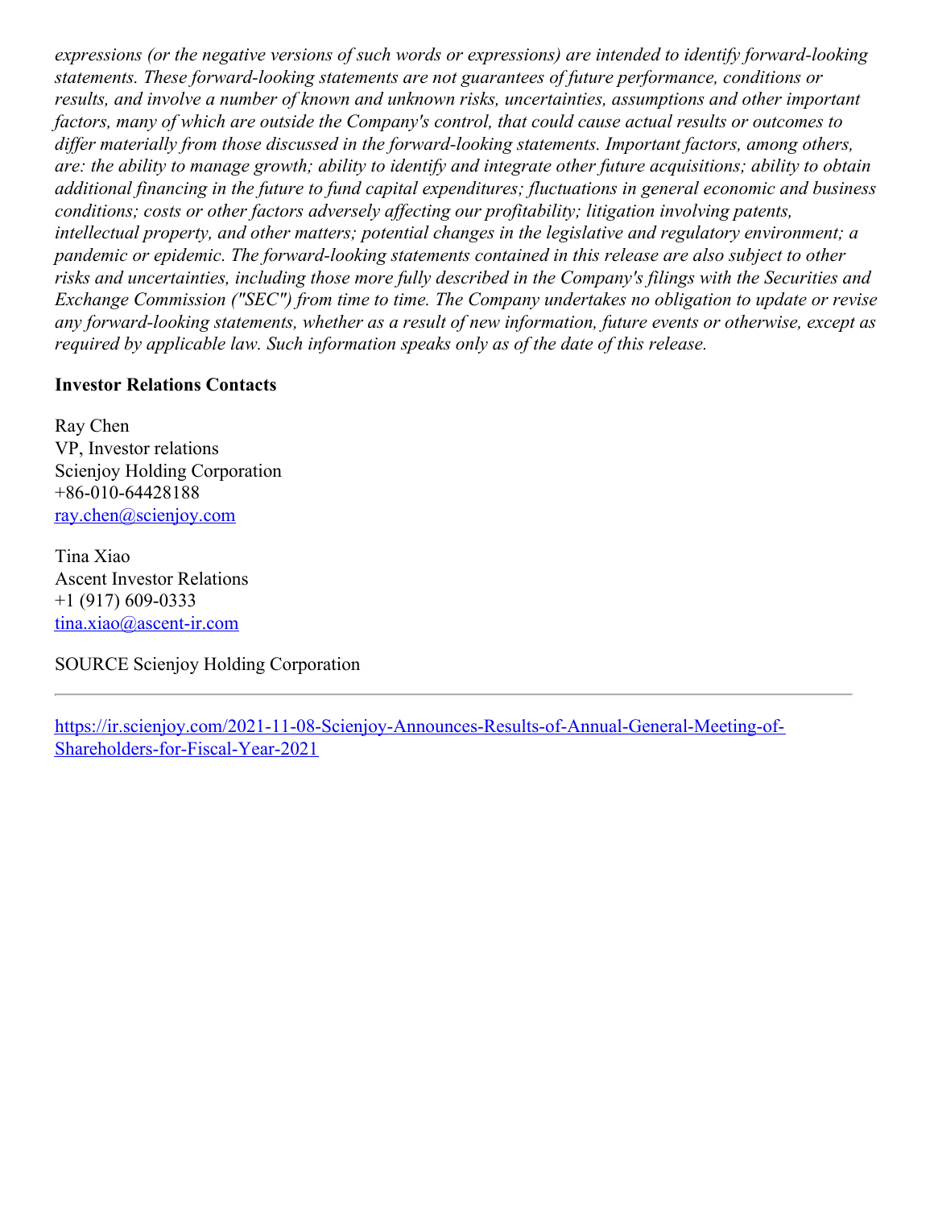*expressions (or the negative versions of such words or expressions) are intended to identify forward-looking statements. These forward-looking statements are not guarantees of future performance, conditions or results, and involve a number of known and unknown risks, uncertainties, assumptions and other important factors, many of which are outside the Company's control, that could cause actual results or outcomes to differ materially from those discussed in the forward-looking statements. Important factors, among others, are: the ability to manage growth; ability to identify and integrate other future acquisitions; ability to obtain additional financing in the future to fund capital expenditures; fluctuations in general economic and business conditions; costs or other factors adversely affecting our profitability; litigation involving patents, intellectual property, and other matters; potential changes in the legislative and regulatory environment; a pandemic or epidemic. The forward-looking statements contained in this release are also subject to other risks and uncertainties, including those more fully described in the Company's filings with the Securities and Exchange Commission ("SEC") from time to time. The Company undertakes no obligation to update or revise any forward-looking statements, whether as a result of new information, future events or otherwise, except as required by applicable law. Such information speaks only as of the date of this release.*

**Investor Relations Contacts**

Ray Chen
VP, Investor relations
Scienjoy Holding Corporation
+86-010-64428188
[ray.chen@scienjoy.com](mailto:ray.chen@scienjoy.com)

Tina Xiao
Ascent Investor Relations
+1 (917) 609-0333
[tina.xiao@ascent-ir.com](mailto:tina.xiao@ascent-ir.com)

SOURCE Scienjoy Holding Corporation

---

[https://ir.scienjoy.com/2021-11-08-Scienjoy-Announces-Results-of-Annual-General-Meeting-of-Shareholders-for-Fiscal-Year-2021](https://ir.scienjoy.com/2021-11-08-Scienjoy-Announces-Results-of-Annual-General-Meeting-of-Shareholders-for-Fiscal-Year-2021)